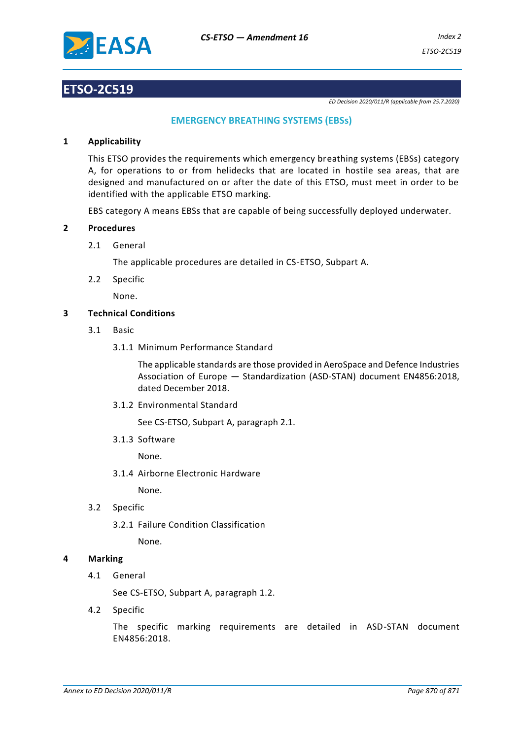# ETSO-2C519

*ED Decision 2020/011/R (applicable from 25.7.2020)*

## EMERGENCY BREATHING SYSTEMS (EBSs)

### 1 Applicability

This ETSO provides the requirements which emergency breathing systems (EBSs) category A, for operations to or from helidecks that are located in hostile sea areas, that are designed and manufactured on or after the date of this ETSO, must meet in order to be identified with the applicable ETSO marking.

EBS category A means EBSs that are capable of being successfully deployed underwater.

### 2 Procedures

2.1 General

The applicable procedures are detailed in CS-ETSO, Subpart A.

2.2 Specific

None.

### 3 Technical Conditions

3.1 Basic

3.1.1 Minimum Performance Standard

The applicable standards are those provided in AeroSpace and Defence Industries Association of Europe — Standardization (ASD-STAN) document EN4856:2018, dated December 2018.

3.1.2 Environmental Standard

See CS-ETSO, Subpart A, paragraph 2.1.

3.1.3 Software

None.

3.1.4 Airborne Electronic Hardware

None.

3.2 Specific

3.2.1 Failure Condition Classification

None.

### 4 Marking

4.1 General

See CS-ETSO, Subpart A, paragraph 1.2.

4.2 Specific

The specific marking requirements are detailed in ASD-STAN document EN4856:2018.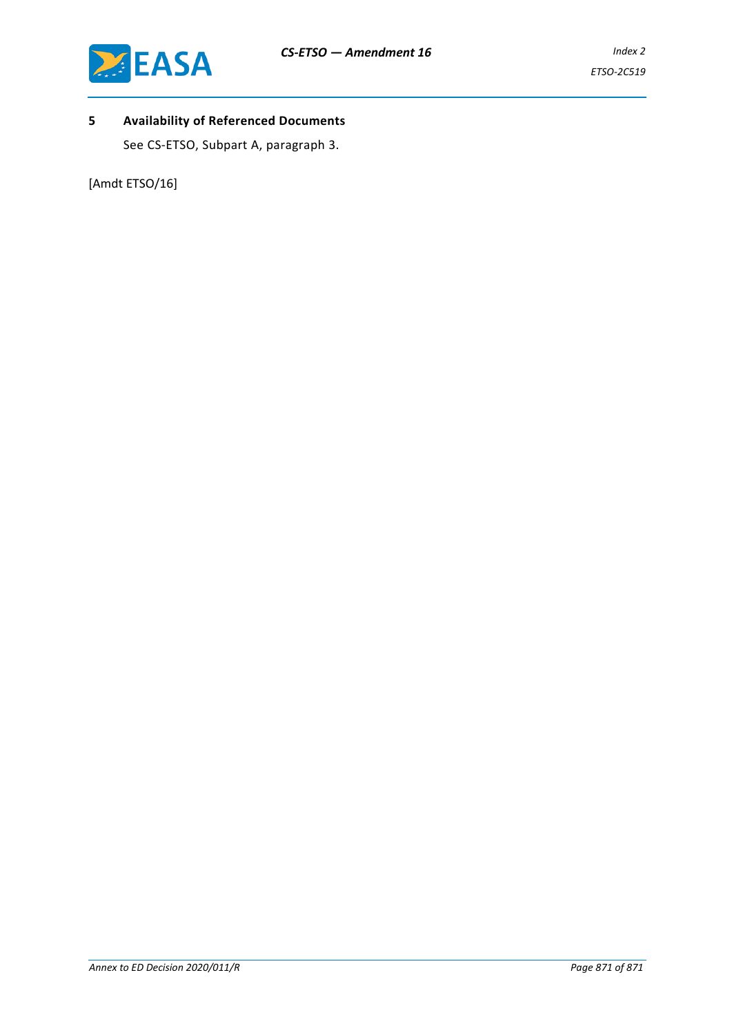## 5 Availability of Referenced Documents

See CS-ETSO, Subpart A, paragraph 3.

[Amdt ETSO/16]